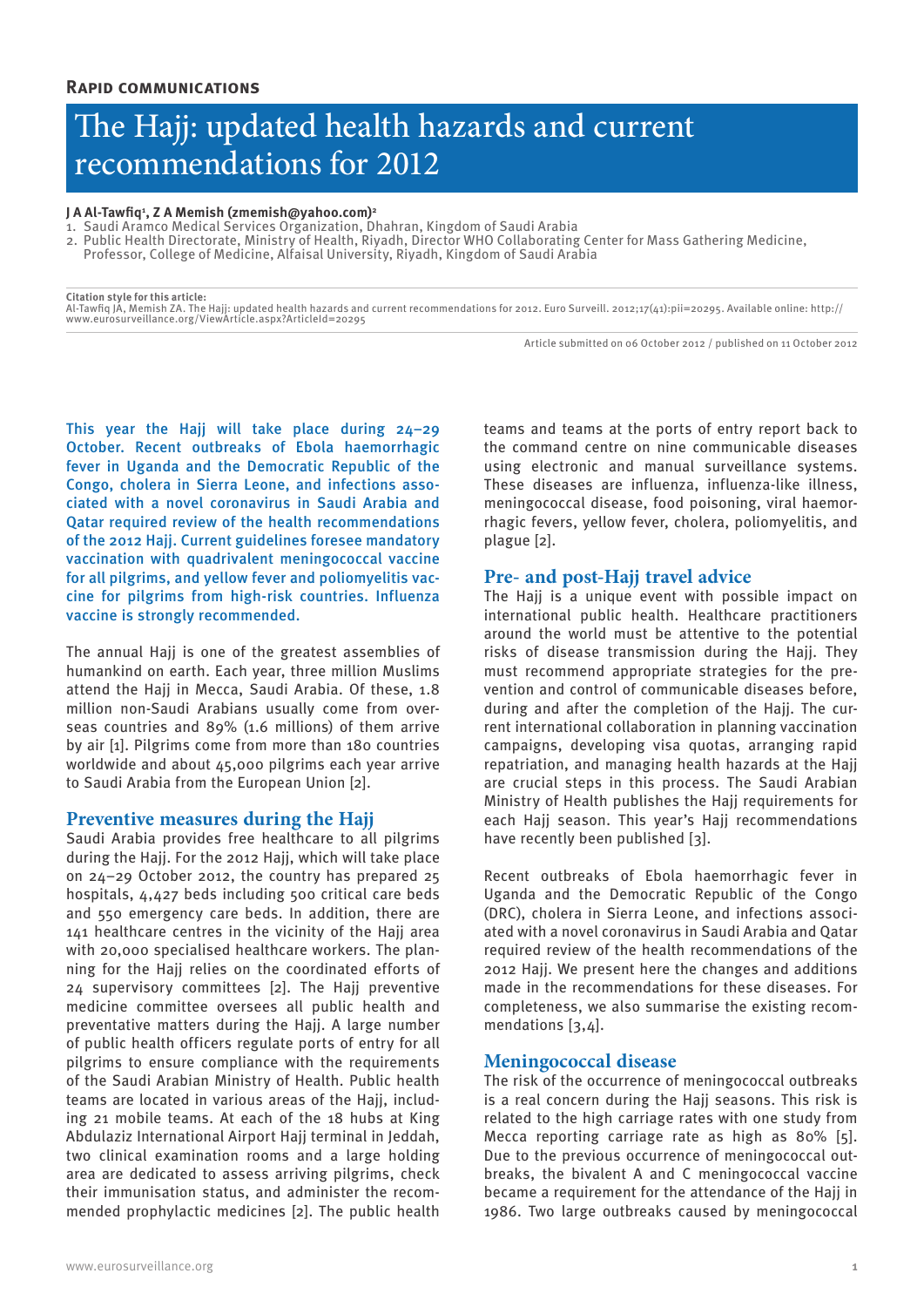**Rapid communications**

# The Hajj: updated health hazards and current recommendations for 2012

**J A Al-Tawfiq[1], Z A Memish (zmemish@yahoo.com)[2]**

1. Saudi Aramco Medical Services Organization, Dhahran, Kingdom of Saudi Arabia
2. Public Health Directorate, Ministry of Health, Riyadh, Director WHO Collaborating Center for Mass Gathering Medicine, Professor, College of Medicine, Alfaisal University, Riyadh, Kingdom of Saudi Arabia

**Citation style for this article:**
Al-Tawfiq JA, Memish ZA. The Hajj: updated health hazards and current recommendations for 2012. Euro Surveill. 2012;17(41):pii=20295. Available online: http://www.eurosurveillance.org/ViewArticle.aspx?ArticleId=20295

Article submitted on 06 October 2012 / published on 11 October 2012

This year the Hajj will take place during 24–29 October. Recent outbreaks of Ebola haemorrhagic fever in Uganda and the Democratic Republic of the Congo, cholera in Sierra Leone, and infections associated with a novel coronavirus in Saudi Arabia and Qatar required review of the health recommendations of the 2012 Hajj. Current guidelines foresee mandatory vaccination with quadrivalent meningococcal vaccine for all pilgrims, and yellow fever and poliomyelitis vaccine for pilgrims from high-risk countries. Influenza vaccine is strongly recommended.

The annual Hajj is one of the greatest assemblies of humankind on earth. Each year, three million Muslims attend the Hajj in Mecca, Saudi Arabia. Of these, 1.8 million non-Saudi Arabians usually come from overseas countries and 89% (1.6 millions) of them arrive by air [1]. Pilgrims come from more than 180 countries worldwide and about 45,000 pilgrims each year arrive to Saudi Arabia from the European Union [2].

## Preventive measures during the Hajj

Saudi Arabia provides free healthcare to all pilgrims during the Hajj. For the 2012 Hajj, which will take place on 24–29 October 2012, the country has prepared 25 hospitals, 4,427 beds including 500 critical care beds and 550 emergency care beds. In addition, there are 141 healthcare centres in the vicinity of the Hajj area with 20,000 specialised healthcare workers. The planning for the Hajj relies on the coordinated efforts of 24 supervisory committees [2]. The Hajj preventive medicine committee oversees all public health and preventative matters during the Hajj. A large number of public health officers regulate ports of entry for all pilgrims to ensure compliance with the requirements of the Saudi Arabian Ministry of Health. Public health teams are located in various areas of the Hajj, including 21 mobile teams. At each of the 18 hubs at King Abdulaziz International Airport Hajj terminal in Jeddah, two clinical examination rooms and a large holding area are dedicated to assess arriving pilgrims, check their immunisation status, and administer the recommended prophylactic medicines [2]. The public health teams and teams at the ports of entry report back to the command centre on nine communicable diseases using electronic and manual surveillance systems. These diseases are influenza, influenza-like illness, meningococcal disease, food poisoning, viral haemorrhagic fevers, yellow fever, cholera, poliomyelitis, and plague [2].

## Pre- and post-Hajj travel advice

The Hajj is a unique event with possible impact on international public health. Healthcare practitioners around the world must be attentive to the potential risks of disease transmission during the Hajj. They must recommend appropriate strategies for the prevention and control of communicable diseases before, during and after the completion of the Hajj. The current international collaboration in planning vaccination campaigns, developing visa quotas, arranging rapid repatriation, and managing health hazards at the Hajj are crucial steps in this process. The Saudi Arabian Ministry of Health publishes the Hajj requirements for each Hajj season. This year's Hajj recommendations have recently been published [3].

Recent outbreaks of Ebola haemorrhagic fever in Uganda and the Democratic Republic of the Congo (DRC), cholera in Sierra Leone, and infections associated with a novel coronavirus in Saudi Arabia and Qatar required review of the health recommendations of the 2012 Hajj. We present here the changes and additions made in the recommendations for these diseases. For completeness, we also summarise the existing recommendations [3,4].

## Meningococcal disease

The risk of the occurrence of meningococcal outbreaks is a real concern during the Hajj seasons. This risk is related to the high carriage rates with one study from Mecca reporting carriage rate as high as 80% [5]. Due to the previous occurrence of meningococcal outbreaks, the bivalent A and C meningococcal vaccine became a requirement for the attendance of the Hajj in 1986. Two large outbreaks caused by meningococcal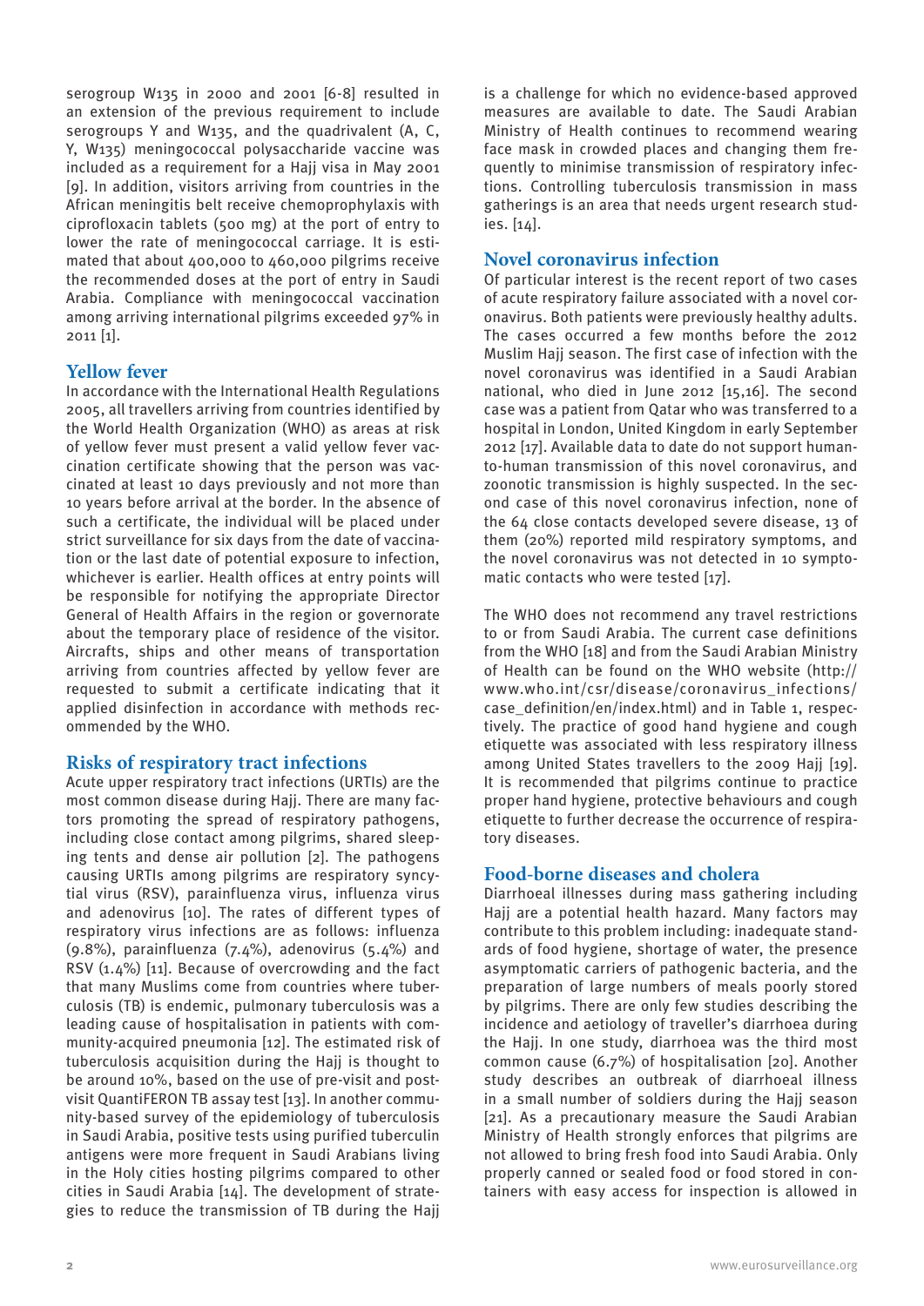serogroup W135 in 2000 and 2001 [6-8] resulted in an extension of the previous requirement to include serogroups Y and W135, and the quadrivalent (A, C, Y, W135) meningococcal polysaccharide vaccine was included as a requirement for a Hajj visa in May 2001 [9]. In addition, visitors arriving from countries in the African meningitis belt receive chemoprophylaxis with ciprofloxacin tablets (500 mg) at the port of entry to lower the rate of meningococcal carriage. It is estimated that about 400,000 to 460,000 pilgrims receive the recommended doses at the port of entry in Saudi Arabia. Compliance with meningococcal vaccination among arriving international pilgrims exceeded 97% in 2011 [1].

## Yellow fever

In accordance with the International Health Regulations 2005, all travellers arriving from countries identified by the World Health Organization (WHO) as areas at risk of yellow fever must present a valid yellow fever vaccination certificate showing that the person was vaccinated at least 10 days previously and not more than 10 years before arrival at the border. In the absence of such a certificate, the individual will be placed under strict surveillance for six days from the date of vaccination or the last date of potential exposure to infection, whichever is earlier. Health offices at entry points will be responsible for notifying the appropriate Director General of Health Affairs in the region or governorate about the temporary place of residence of the visitor. Aircrafts, ships and other means of transportation arriving from countries affected by yellow fever are requested to submit a certificate indicating that it applied disinfection in accordance with methods recommended by the WHO.

## Risks of respiratory tract infections

Acute upper respiratory tract infections (URTIs) are the most common disease during Hajj. There are many factors promoting the spread of respiratory pathogens, including close contact among pilgrims, shared sleeping tents and dense air pollution [2]. The pathogens causing URTIs among pilgrims are respiratory syncytial virus (RSV), parainfluenza virus, influenza virus and adenovirus [10]. The rates of different types of respiratory virus infections are as follows: influenza (9.8%), parainfluenza (7.4%), adenovirus (5.4%) and RSV (1.4%) [11]. Because of overcrowding and the fact that many Muslims come from countries where tuberculosis (TB) is endemic, pulmonary tuberculosis was a leading cause of hospitalisation in patients with community-acquired pneumonia [12]. The estimated risk of tuberculosis acquisition during the Hajj is thought to be around 10%, based on the use of pre-visit and post-visit QuantiFERON TB assay test [13]. In another community-based survey of the epidemiology of tuberculosis in Saudi Arabia, positive tests using purified tuberculin antigens were more frequent in Saudi Arabians living in the Holy cities hosting pilgrims compared to other cities in Saudi Arabia [14]. The development of strategies to reduce the transmission of TB during the Hajj is a challenge for which no evidence-based approved measures are available to date. The Saudi Arabian Ministry of Health continues to recommend wearing face mask in crowded places and changing them frequently to minimise transmission of respiratory infections. Controlling tuberculosis transmission in mass gatherings is an area that needs urgent research studies. [14].

## Novel coronavirus infection

Of particular interest is the recent report of two cases of acute respiratory failure associated with a novel coronavirus. Both patients were previously healthy adults. The cases occurred a few months before the 2012 Muslim Hajj season. The first case of infection with the novel coronavirus was identified in a Saudi Arabian national, who died in June 2012 [15,16]. The second case was a patient from Qatar who was transferred to a hospital in London, United Kingdom in early September 2012 [17]. Available data to date do not support human-to-human transmission of this novel coronavirus, and zoonotic transmission is highly suspected. In the second case of this novel coronavirus infection, none of the 64 close contacts developed severe disease, 13 of them (20%) reported mild respiratory symptoms, and the novel coronavirus was not detected in 10 symptomatic contacts who were tested [17].

The WHO does not recommend any travel restrictions to or from Saudi Arabia. The current case definitions from the WHO [18] and from the Saudi Arabian Ministry of Health can be found on the WHO website (http://www.who.int/csr/disease/coronavirus_infections/case_definition/en/index.html) and in Table 1, respectively. The practice of good hand hygiene and cough etiquette was associated with less respiratory illness among United States travellers to the 2009 Hajj [19]. It is recommended that pilgrims continue to practice proper hand hygiene, protective behaviours and cough etiquette to further decrease the occurrence of respiratory diseases.

## Food-borne diseases and cholera

Diarrhoeal illnesses during mass gathering including Hajj are a potential health hazard. Many factors may contribute to this problem including: inadequate standards of food hygiene, shortage of water, the presence asymptomatic carriers of pathogenic bacteria, and the preparation of large numbers of meals poorly stored by pilgrims. There are only few studies describing the incidence and aetiology of traveller's diarrhoea during the Hajj. In one study, diarrhoea was the third most common cause (6.7%) of hospitalisation [20]. Another study describes an outbreak of diarrhoeal illness in a small number of soldiers during the Hajj season [21]. As a precautionary measure the Saudi Arabian Ministry of Health strongly enforces that pilgrims are not allowed to bring fresh food into Saudi Arabia. Only properly canned or sealed food or food stored in containers with easy access for inspection is allowed in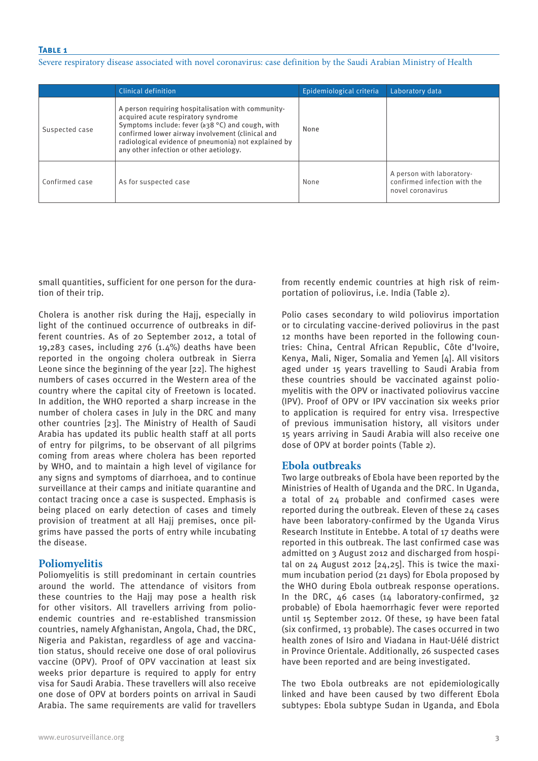**Table 1**

Severe respiratory disease associated with novel coronavirus: case definition by the Saudi Arabian Ministry of Health

| | Clinical definition | Epidemiological criteria | Laboratory data |
|---|---|---|---|
| Suspected case | A person requiring hospitalisation with community-acquired acute respiratory syndrome Symptoms include: fever (≥38 °C) and cough, with confirmed lower airway involvement (clinical and radiological evidence of pneumonia) not explained by any other infection or other aetiology. | None | |
| Confirmed case | As for suspected case | None | A person with laboratory-confirmed infection with the novel coronavirus |

small quantities, sufficient for one person for the duration of their trip.

Cholera is another risk during the Hajj, especially in light of the continued occurrence of outbreaks in different countries. As of 20 September 2012, a total of 19,283 cases, including 276 (1.4%) deaths have been reported in the ongoing cholera outbreak in Sierra Leone since the beginning of the year [22]. The highest numbers of cases occurred in the Western area of the country where the capital city of Freetown is located. In addition, the WHO reported a sharp increase in the number of cholera cases in July in the DRC and many other countries [23]. The Ministry of Health of Saudi Arabia has updated its public health staff at all ports of entry for pilgrims, to be observant of all pilgrims coming from areas where cholera has been reported by WHO, and to maintain a high level of vigilance for any signs and symptoms of diarrhoea, and to continue surveillance at their camps and initiate quarantine and contact tracing once a case is suspected. Emphasis is being placed on early detection of cases and timely provision of treatment at all Hajj premises, once pilgrims have passed the ports of entry while incubating the disease.

## Poliomyelitis

Poliomyelitis is still predominant in certain countries around the world. The attendance of visitors from these countries to the Hajj may pose a health risk for other visitors. All travellers arriving from polio-endemic countries and re-established transmission countries, namely Afghanistan, Angola, Chad, the DRC, Nigeria and Pakistan, regardless of age and vaccination status, should receive one dose of oral poliovirus vaccine (OPV). Proof of OPV vaccination at least six weeks prior departure is required to apply for entry visa for Saudi Arabia. These travellers will also receive one dose of OPV at borders points on arrival in Saudi Arabia. The same requirements are valid for travellers from recently endemic countries at high risk of reimportation of poliovirus, i.e. India (Table 2).

Polio cases secondary to wild poliovirus importation or to circulating vaccine-derived poliovirus in the past 12 months have been reported in the following countries: China, Central African Republic, Côte d'Ivoire, Kenya, Mali, Niger, Somalia and Yemen [4]. All visitors aged under 15 years travelling to Saudi Arabia from these countries should be vaccinated against poliomyelitis with the OPV or inactivated poliovirus vaccine (IPV). Proof of OPV or IPV vaccination six weeks prior to application is required for entry visa. Irrespective of previous immunisation history, all visitors under 15 years arriving in Saudi Arabia will also receive one dose of OPV at border points (Table 2).

## Ebola outbreaks

Two large outbreaks of Ebola have been reported by the Ministries of Health of Uganda and the DRC. In Uganda, a total of 24 probable and confirmed cases were reported during the outbreak. Eleven of these 24 cases have been laboratory-confirmed by the Uganda Virus Research Institute in Entebbe. A total of 17 deaths were reported in this outbreak. The last confirmed case was admitted on 3 August 2012 and discharged from hospital on 24 August 2012 [24,25]. This is twice the maximum incubation period (21 days) for Ebola proposed by the WHO during Ebola outbreak response operations. In the DRC, 46 cases (14 laboratory-confirmed, 32 probable) of Ebola haemorrhagic fever were reported until 15 September 2012. Of these, 19 have been fatal (six confirmed, 13 probable). The cases occurred in two health zones of Isiro and Viadana in Haut-Uélé district in Province Orientale. Additionally, 26 suspected cases have been reported and are being investigated.

The two Ebola outbreaks are not epidemiologically linked and have been caused by two different Ebola subtypes: Ebola subtype Sudan in Uganda, and Ebola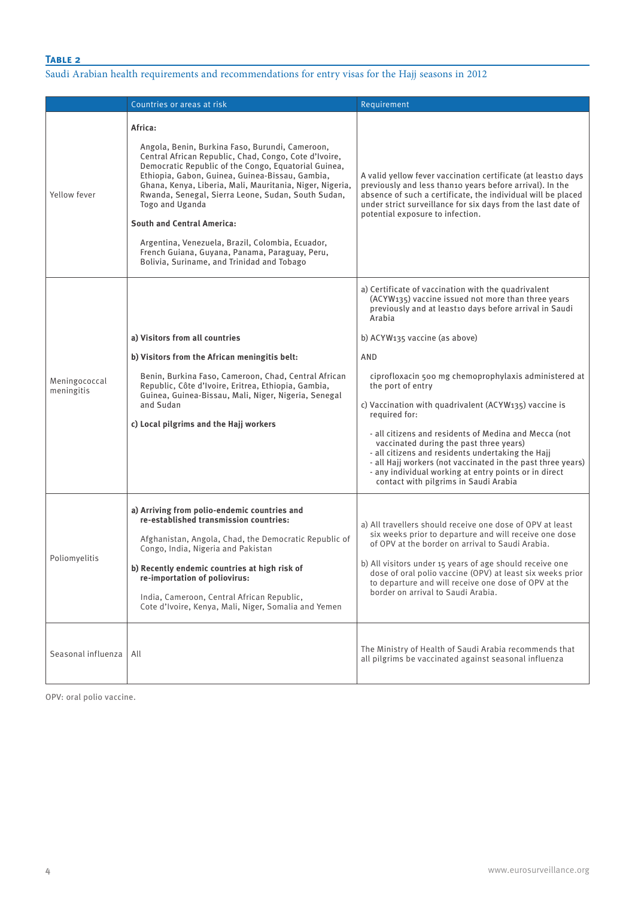**Table 2**

Saudi Arabian health requirements and recommendations for entry visas for the Hajj seasons in 2012

| | Countries or areas at risk | Requirement |
|---|---|---|
| Yellow fever | **Africa:** Angola, Benin, Burkina Faso, Burundi, Cameroon, Central African Republic, Chad, Congo, Cote d'Ivoire, Democratic Republic of the Congo, Equatorial Guinea, Ethiopia, Gabon, Guinea, Guinea-Bissau, Gambia, Ghana, Kenya, Liberia, Mali, Mauritania, Niger, Nigeria, Rwanda, Senegal, Sierra Leone, Sudan, South Sudan, Togo and Uganda<br>**South and Central America:** Argentina, Venezuela, Brazil, Colombia, Ecuador, French Guiana, Guyana, Panama, Paraguay, Peru, Bolivia, Suriname, and Trinidad and Tobago | A valid yellow fever vaccination certificate (at least10 days previously and less than10 years before arrival). In the absence of such a certificate, the individual will be placed under strict surveillance for six days from the last date of potential exposure to infection. |
| Meningococcal meningitis | **a) Visitors from all countries**<br>**b) Visitors from the African meningitis belt:** Benin, Burkina Faso, Cameroon, Chad, Central African Republic, Côte d'Ivoire, Eritrea, Ethiopia, Gambia, Guinea, Guinea-Bissau, Mali, Niger, Nigeria, Senegal and Sudan<br>**c) Local pilgrims and the Hajj workers** | a) Certificate of vaccination with the quadrivalent (ACYW135) vaccine issued not more than three years previously and at least10 days before arrival in Saudi Arabia<br>b) ACYW135 vaccine (as above)<br>AND<br>ciprofloxacin 500 mg chemoprophylaxis administered at the port of entry<br>c) Vaccination with quadrivalent (ACYW135) vaccine is required for:<br>- all citizens and residents of Medina and Mecca (not vaccinated during the past three years)<br>- all citizens and residents undertaking the Hajj<br>- all Hajj workers (not vaccinated in the past three years)<br>- any individual working at entry points or in direct contact with pilgrims in Saudi Arabia |
| Poliomyelitis | **a) Arriving from polio-endemic countries and re-established transmission countries:** Afghanistan, Angola, Chad, the Democratic Republic of Congo, India, Nigeria and Pakistan<br>**b) Recently endemic countries at high risk of re-importation of poliovirus:** India, Cameroon, Central African Republic, Cote d'Ivoire, Kenya, Mali, Niger, Somalia and Yemen | a) All travellers should receive one dose of OPV at least six weeks prior to departure and will receive one dose of OPV at the border on arrival to Saudi Arabia.<br>b) All visitors under 15 years of age should receive one dose of oral polio vaccine (OPV) at least six weeks prior to departure and will receive one dose of OPV at the border on arrival to Saudi Arabia. |
| Seasonal influenza | All | The Ministry of Health of Saudi Arabia recommends that all pilgrims be vaccinated against seasonal influenza |

OPV: oral polio vaccine.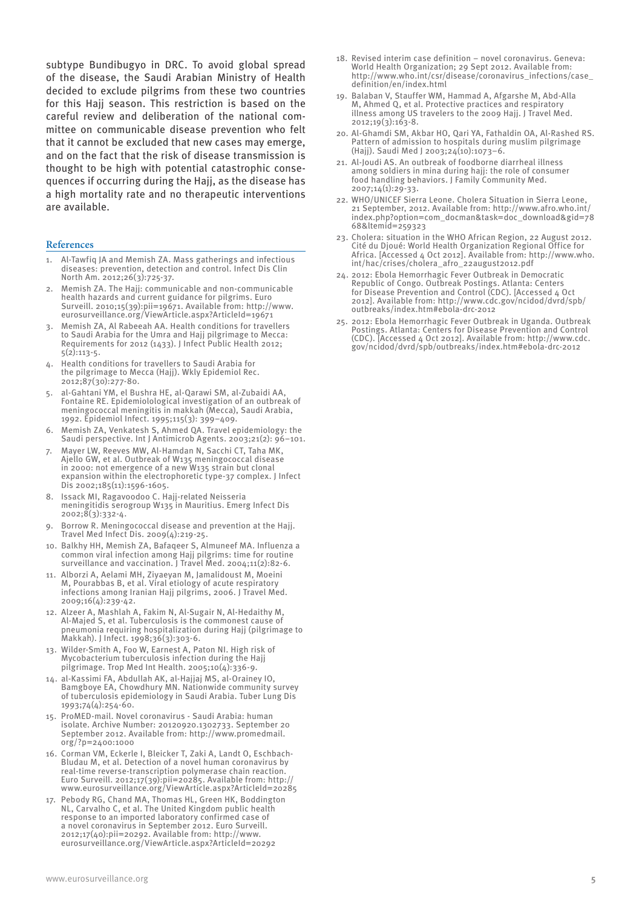subtype Bundibugyo in DRC. To avoid global spread of the disease, the Saudi Arabian Ministry of Health decided to exclude pilgrims from these two countries for this Hajj season. This restriction is based on the careful review and deliberation of the national committee on communicable disease prevention who felt that it cannot be excluded that new cases may emerge, and on the fact that the risk of disease transmission is thought to be high with potential catastrophic consequences if occurring during the Hajj, as the disease has a high mortality rate and no therapeutic interventions are available.

## References

1. Al-Tawfiq JA and Memish ZA. Mass gatherings and infectious diseases: prevention, detection and control. Infect Dis Clin North Am. 2012;26(3):725-37.
2. Memish ZA. The Hajj: communicable and non-communicable health hazards and current guidance for pilgrims. Euro Surveill. 2010;15(39):pii=19671. Available from: http://www.eurosurveillance.org/ViewArticle.aspx?ArticleId=19671
3. Memish ZA, Al Rabeeah AA. Health conditions for travellers to Saudi Arabia for the Umra and Hajj pilgrimage to Mecca: Requirements for 2012 (1433). J Infect Public Health 2012; 5(2):113-5.
4. Health conditions for travellers to Saudi Arabia for the pilgrimage to Mecca (Hajj). Wkly Epidemiol Rec. 2012;87(30):277-80.
5. al-Gahtani YM, el Bushra HE, al-Qarawi SM, al-Zubaidi AA, Fontaine RE. Epidemiolological investigation of an outbreak of meningococcal meningitis in makkah (Mecca), Saudi Arabia, 1992. Epidemiol Infect. 1995;115(3): 399–409.
6. Memish ZA, Venkatesh S, Ahmed QA. Travel epidemiology: the Saudi perspective. Int J Antimicrob Agents. 2003;21(2): 96–101.
7. Mayer LW, Reeves MW, Al-Hamdan N, Sacchi CT, Taha MK, Ajello GW, et al. Outbreak of W135 meningococcal disease in 2000: not emergence of a new W135 strain but clonal expansion within the electrophoretic type-37 complex. J Infect Dis 2002;185(11):1596-1605.
8. Issack MI, Ragavoodoo C. Hajj-related Neisseria meningitidis serogroup W135 in Mauritius. Emerg Infect Dis 2002;8(3):332-4.
9. Borrow R. Meningococcal disease and prevention at the Hajj. Travel Med Infect Dis. 2009(4):219-25.
10. Balkhy HH, Memish ZA, Bafaqeer S, Almuneef MA. Influenza a common viral infection among Hajj pilgrims: time for routine surveillance and vaccination. J Travel Med. 2004;11(2):82-6.
11. Alborzi A, Aelami MH, Ziyaeyan M, Jamalidoust M, Moeini M, Pourabbas B, et al. Viral etiology of acute respiratory infections among Iranian Hajj pilgrims, 2006. J Travel Med. 2009;16(4):239-42.
12. Alzeer A, Mashlah A, Fakim N, Al-Sugair N, Al-Hedaithy M, Al-Majed S, et al. Tuberculosis is the commonest cause of pneumonia requiring hospitalization during Hajj (pilgrimage to Makkah). J Infect. 1998;36(3):303-6.
13. Wilder-Smith A, Foo W, Earnest A, Paton NI. High risk of Mycobacterium tuberculosis infection during the Hajj pilgrimage. Trop Med Int Health. 2005;10(4):336-9.
14. al-Kassimi FA, Abdullah AK, al-Hajjaj MS, al-Orainey IO, Bamgboye EA, Chowdhury MN. Nationwide community survey of tuberculosis epidemiology in Saudi Arabia. Tuber Lung Dis 1993;74(4):254-60.
15. ProMED-mail. Novel coronavirus - Saudi Arabia: human isolate. Archive Number: 20120920.1302733. September 20 September 2012. Available from: http://www.promedmail.org/?p=2400:1000
16. Corman VM, Eckerle I, Bleicker T, Zaki A, Landt O, Eschbach-Bludau M, et al. Detection of a novel human coronavirus by real-time reverse-transcription polymerase chain reaction. Euro Surveill. 2012;17(39):pii=20285. Available from: http://www.eurosurveillance.org/ViewArticle.aspx?ArticleId=20285
17. Pebody RG, Chand MA, Thomas HL, Green HK, Boddington NL, Carvalho C, et al. The United Kingdom public health response to an imported laboratory confirmed case of a novel coronavirus in September 2012. Euro Surveill. 2012;17(40):pii=20292. Available from: http://www.eurosurveillance.org/ViewArticle.aspx?ArticleId=20292
18. Revised interim case definition – novel coronavirus. Geneva: World Health Organization; 29 Sept 2012. Available from: http://www.who.int/csr/disease/coronavirus_infections/case_definition/en/index.html
19. Balaban V, Stauffer WM, Hammad A, Afgarshe M, Abd-Alla M, Ahmed Q, et al. Protective practices and respiratory illness among US travelers to the 2009 Hajj. J Travel Med. 2012;19(3):163-8.
20. Al-Ghamdi SM, Akbar HO, Qari YA, Fathaldin OA, Al-Rashed RS. Pattern of admission to hospitals during muslim pilgrimage (Hajj). Saudi Med J 2003;24(10):1073–6.
21. Al-Joudi AS. An outbreak of foodborne diarrheal illness among soldiers in mina during hajj: the role of consumer food handling behaviors. J Family Community Med. 2007;14(1):29-33.
22. WHO/UNICEF Sierra Leone. Cholera Situation in Sierra Leone, 21 September, 2012. Available from: http://www.afro.who.int/index.php?option=com_docman&task=doc_download&gid=7868&Itemid=259323
23. Cholera: situation in the WHO African Region, 22 August 2012. Cité du Djoué: World Health Organization Regional Office for Africa. [Accessed 4 Oct 2012]. Available from: http://www.who.int/hac/crises/cholera_afro_22august2012.pdf
24. 2012: Ebola Hemorrhagic Fever Outbreak in Democratic Republic of Congo. Outbreak Postings. Atlanta: Centers for Disease Prevention and Control (CDC). [Accessed 4 Oct 2012]. Available from: http://www.cdc.gov/ncidod/dvrd/spb/outbreaks/index.htm#ebola-drc-2012
25. 2012: Ebola Hemorrhagic Fever Outbreak in Uganda. Outbreak Postings. Atlanta: Centers for Disease Prevention and Control (CDC). [Accessed 4 Oct 2012]. Available from: http://www.cdc.gov/ncidod/dvrd/spb/outbreaks/index.htm#ebola-drc-2012